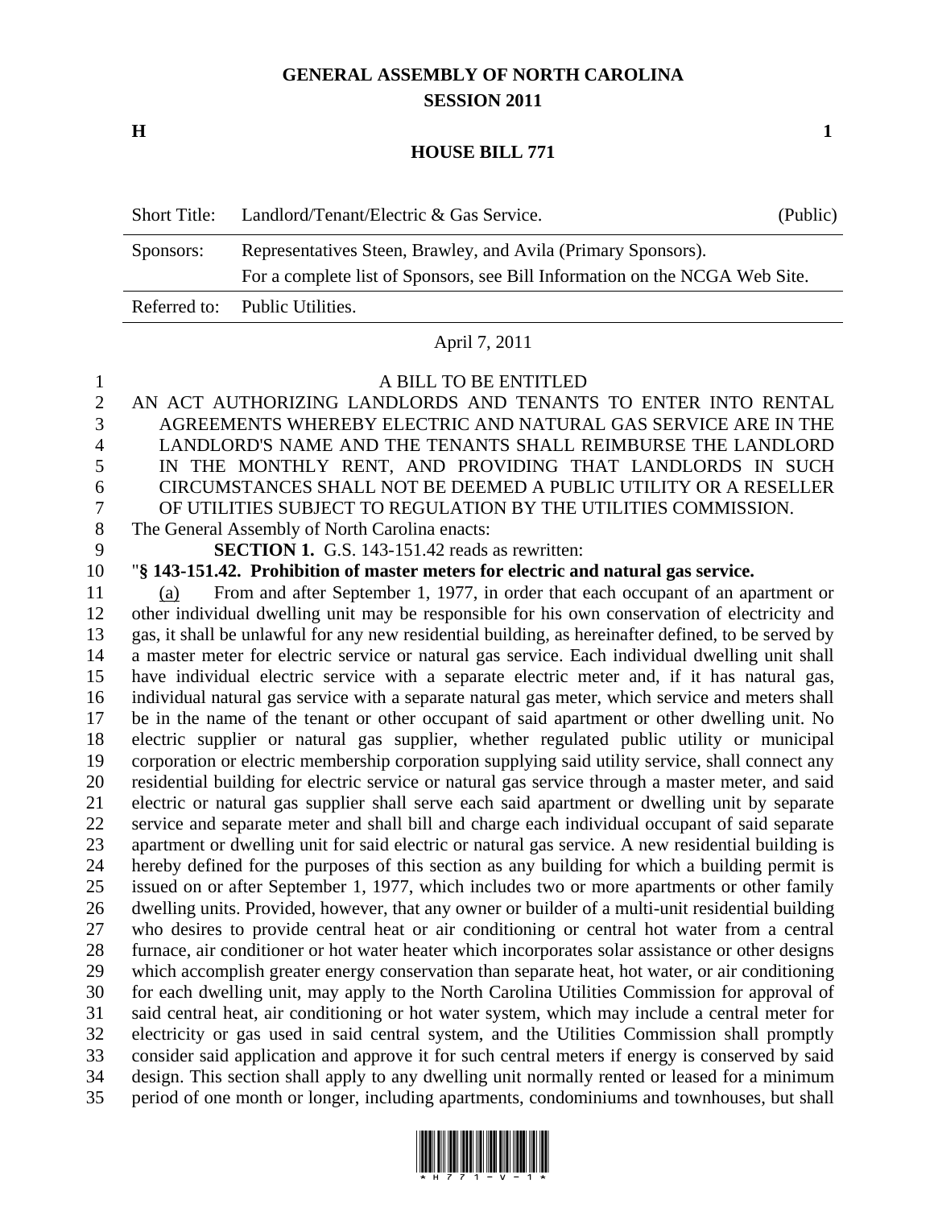**GENERAL ASSEMBLY OF NORTH CAROLINA**
**SESSION 2011**

**H** **1**

**HOUSE BILL 771**

| Short Title: | Landlord/Tenant/Electric & Gas Service. | (Public) |
|---|---|---|
| Sponsors: | Representatives Steen, Brawley, and Avila (Primary Sponsors). For a complete list of Sponsors, see Bill Information on the NCGA Web Site. | |
| Referred to: | Public Utilities. | |

April 7, 2011

A BILL TO BE ENTITLED

AN ACT AUTHORIZING LANDLORDS AND TENANTS TO ENTER INTO RENTAL AGREEMENTS WHEREBY ELECTRIC AND NATURAL GAS SERVICE ARE IN THE LANDLORD'S NAME AND THE TENANTS SHALL REIMBURSE THE LANDLORD IN THE MONTHLY RENT, AND PROVIDING THAT LANDLORDS IN SUCH CIRCUMSTANCES SHALL NOT BE DEEMED A PUBLIC UTILITY OR A RESELLER OF UTILITIES SUBJECT TO REGULATION BY THE UTILITIES COMMISSION.

The General Assembly of North Carolina enacts:

**SECTION 1.** G.S. 143-151.42 reads as rewritten:

"**§ 143-151.42. Prohibition of master meters for electric and natural gas service.**

(a) From and after September 1, 1977, in order that each occupant of an apartment or other individual dwelling unit may be responsible for his own conservation of electricity and gas, it shall be unlawful for any new residential building, as hereinafter defined, to be served by a master meter for electric service or natural gas service. Each individual dwelling unit shall have individual electric service with a separate electric meter and, if it has natural gas, individual natural gas service with a separate natural gas meter, which service and meters shall be in the name of the tenant or other occupant of said apartment or other dwelling unit. No electric supplier or natural gas supplier, whether regulated public utility or municipal corporation or electric membership corporation supplying said utility service, shall connect any residential building for electric service or natural gas service through a master meter, and said electric or natural gas supplier shall serve each said apartment or dwelling unit by separate service and separate meter and shall bill and charge each individual occupant of said separate apartment or dwelling unit for said electric or natural gas service. A new residential building is hereby defined for the purposes of this section as any building for which a building permit is issued on or after September 1, 1977, which includes two or more apartments or other family dwelling units. Provided, however, that any owner or builder of a multi-unit residential building who desires to provide central heat or air conditioning or central hot water from a central furnace, air conditioner or hot water heater which incorporates solar assistance or other designs which accomplish greater energy conservation than separate heat, hot water, or air conditioning for each dwelling unit, may apply to the North Carolina Utilities Commission for approval of said central heat, air conditioning or hot water system, which may include a central meter for electricity or gas used in said central system, and the Utilities Commission shall promptly consider said application and approve it for such central meters if energy is conserved by said design. This section shall apply to any dwelling unit normally rented or leased for a minimum period of one month or longer, including apartments, condominiums and townhouses, but shall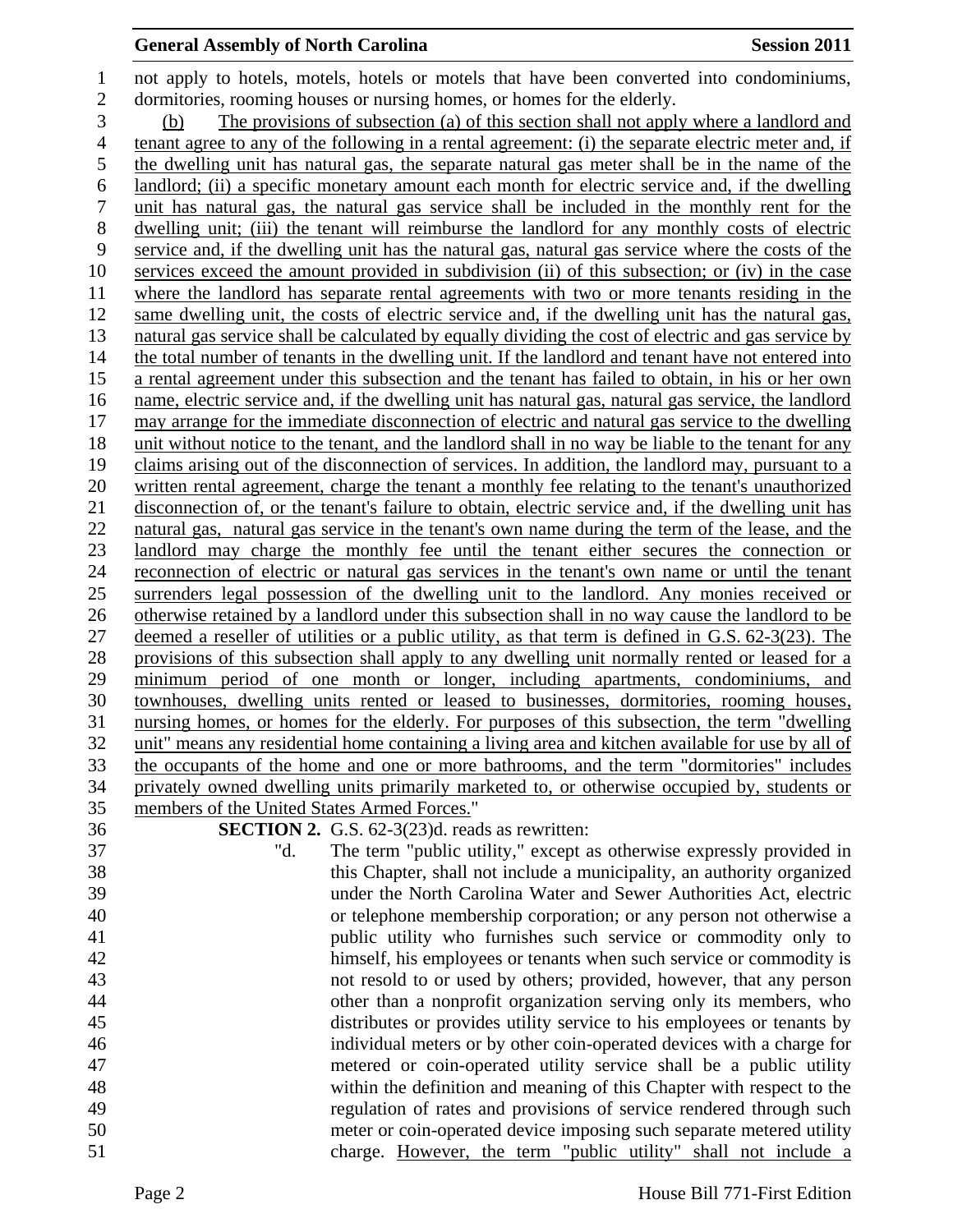not apply to hotels, motels, hotels or motels that have been converted into condominiums, dormitories, rooming houses or nursing homes, or homes for the elderly.

(b) The provisions of subsection (a) of this section shall not apply where a landlord and tenant agree to any of the following in a rental agreement: (i) the separate electric meter and, if the dwelling unit has natural gas, the separate natural gas meter shall be in the name of the landlord; (ii) a specific monetary amount each month for electric service and, if the dwelling unit has natural gas, the natural gas service shall be included in the monthly rent for the dwelling unit; (iii) the tenant will reimburse the landlord for any monthly costs of electric service and, if the dwelling unit has the natural gas, natural gas service where the costs of the services exceed the amount provided in subdivision (ii) of this subsection; or (iv) in the case where the landlord has separate rental agreements with two or more tenants residing in the same dwelling unit, the costs of electric service and, if the dwelling unit has the natural gas, natural gas service shall be calculated by equally dividing the cost of electric and gas service by the total number of tenants in the dwelling unit. If the landlord and tenant have not entered into a rental agreement under this subsection and the tenant has failed to obtain, in his or her own name, electric service and, if the dwelling unit has natural gas, natural gas service, the landlord may arrange for the immediate disconnection of electric and natural gas service to the dwelling unit without notice to the tenant, and the landlord shall in no way be liable to the tenant for any claims arising out of the disconnection of services. In addition, the landlord may, pursuant to a written rental agreement, charge the tenant a monthly fee relating to the tenant's unauthorized disconnection of, or the tenant's failure to obtain, electric service and, if the dwelling unit has natural gas, natural gas service in the tenant's own name during the term of the lease, and the landlord may charge the monthly fee until the tenant either secures the connection or reconnection of electric or natural gas services in the tenant's own name or until the tenant surrenders legal possession of the dwelling unit to the landlord. Any monies received or otherwise retained by a landlord under this subsection shall in no way cause the landlord to be deemed a reseller of utilities or a public utility, as that term is defined in G.S. 62-3(23). The provisions of this subsection shall apply to any dwelling unit normally rented or leased for a minimum period of one month or longer, including apartments, condominiums, and townhouses, dwelling units rented or leased to businesses, dormitories, rooming houses, nursing homes, or homes for the elderly. For purposes of this subsection, the term "dwelling unit" means any residential home containing a living area and kitchen available for use by all of the occupants of the home and one or more bathrooms, and the term "dormitories" includes privately owned dwelling units primarily marketed to, or otherwise occupied by, students or members of the United States Armed Forces."

**SECTION 2.** G.S. 62-3(23)d. reads as rewritten:

"d. The term "public utility," except as otherwise expressly provided in this Chapter, shall not include a municipality, an authority organized under the North Carolina Water and Sewer Authorities Act, electric or telephone membership corporation; or any person not otherwise a public utility who furnishes such service or commodity only to himself, his employees or tenants when such service or commodity is not resold to or used by others; provided, however, that any person other than a nonprofit organization serving only its members, who distributes or provides utility service to his employees or tenants by individual meters or by other coin-operated devices with a charge for metered or coin-operated utility service shall be a public utility within the definition and meaning of this Chapter with respect to the regulation of rates and provisions of service rendered through such meter or coin-operated device imposing such separate metered utility charge. However, the term "public utility" shall not include a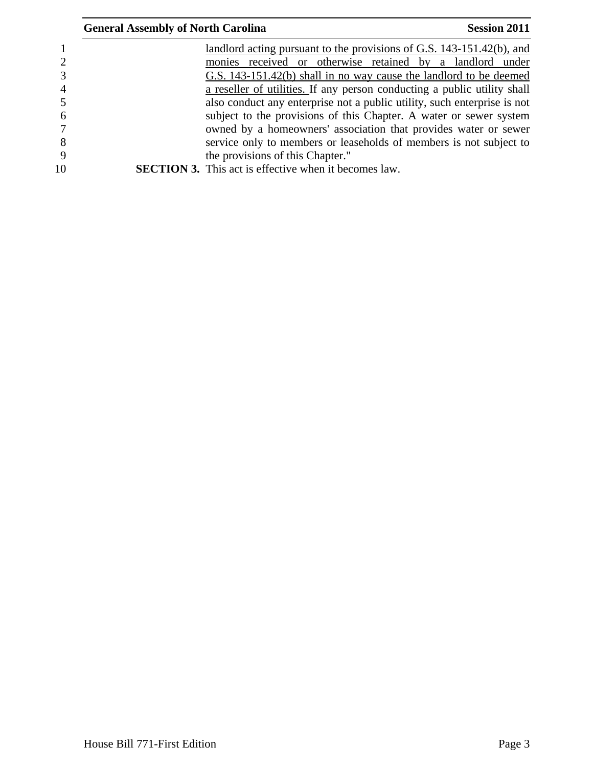landlord acting pursuant to the provisions of G.S. 143-151.42(b), and monies received or otherwise retained by a landlord under G.S. 143-151.42(b) shall in no way cause the landlord to be deemed a reseller of utilities. If any person conducting a public utility shall also conduct any enterprise not a public utility, such enterprise is not subject to the provisions of this Chapter. A water or sewer system owned by a homeowners' association that provides water or sewer service only to members or leaseholds of members is not subject to the provisions of this Chapter."

**SECTION 3.** This act is effective when it becomes law.